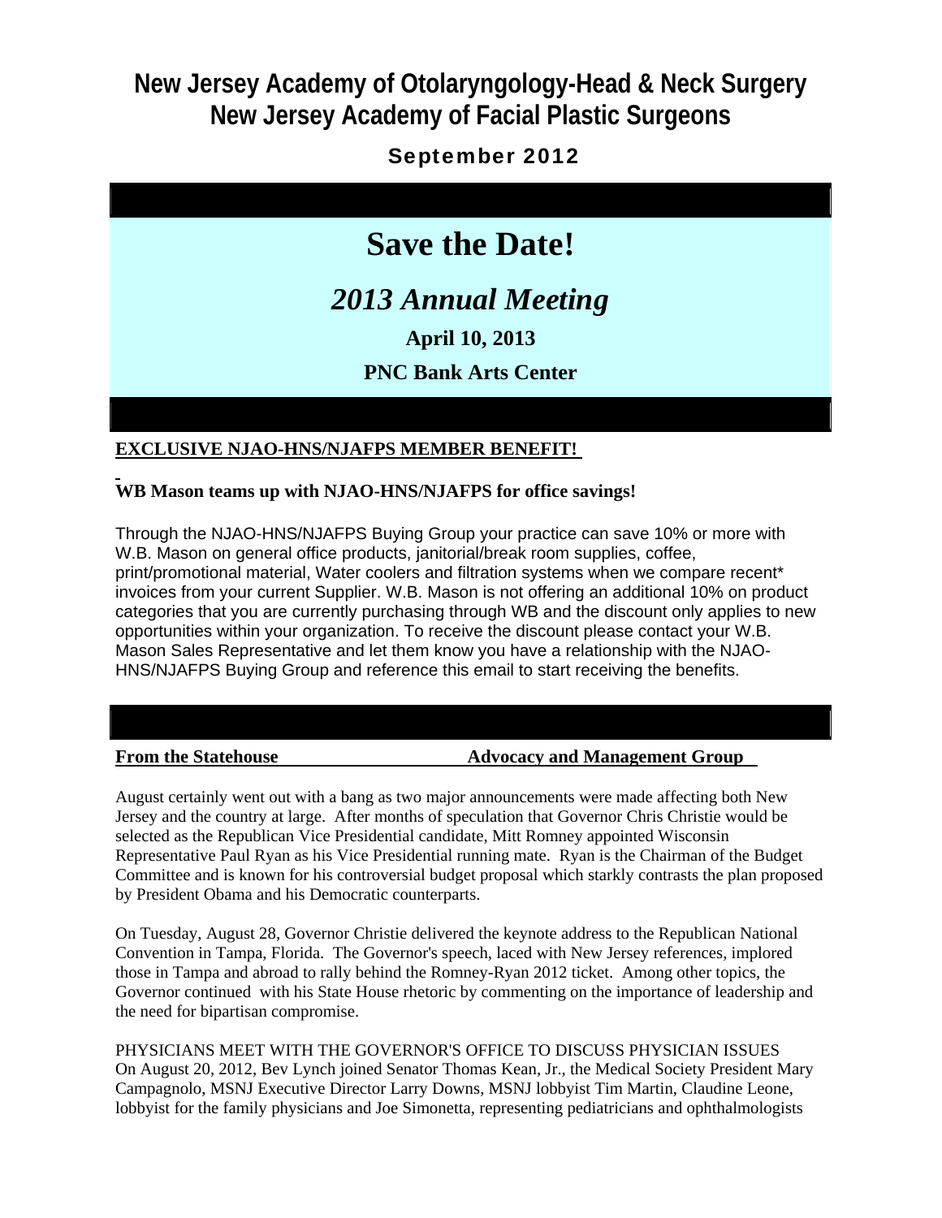# New Jersey Academy of Otolaryngology-Head & Neck Surgery
# New Jersey Academy of Facial Plastic Surgeons

September 2012

## Save the Date!

### *2013 Annual Meeting*

**April 10, 2013**

**PNC Bank Arts Center**

**EXCLUSIVE NJAO-HNS/NJAFPS MEMBER BENEFIT!**

**WB Mason teams up with NJAO-HNS/NJAFPS for office savings!**

Through the NJAO-HNS/NJAFPS Buying Group your practice can save 10% or more with W.B. Mason on general office products, janitorial/break room supplies, coffee, print/promotional material, Water coolers and filtration systems when we compare recent* invoices from your current Supplier. W.B. Mason is not offering an additional 10% on product categories that you are currently purchasing through WB and the discount only applies to new opportunities within your organization. To receive the discount please contact your W.B. Mason Sales Representative and let them know you have a relationship with the NJAO-HNS/NJAFPS Buying Group and reference this email to start receiving the benefits.

**From the Statehouse** **Advocacy and Management Group**

August certainly went out with a bang as two major announcements were made affecting both New Jersey and the country at large. After months of speculation that Governor Chris Christie would be selected as the Republican Vice Presidential candidate, Mitt Romney appointed Wisconsin Representative Paul Ryan as his Vice Presidential running mate. Ryan is the Chairman of the Budget Committee and is known for his controversial budget proposal which starkly contrasts the plan proposed by President Obama and his Democratic counterparts.

On Tuesday, August 28, Governor Christie delivered the keynote address to the Republican National Convention in Tampa, Florida. The Governor's speech, laced with New Jersey references, implored those in Tampa and abroad to rally behind the Romney-Ryan 2012 ticket. Among other topics, the Governor continued with his State House rhetoric by commenting on the importance of leadership and the need for bipartisan compromise.

PHYSICIANS MEET WITH THE GOVERNOR'S OFFICE TO DISCUSS PHYSICIAN ISSUES
On August 20, 2012, Bev Lynch joined Senator Thomas Kean, Jr., the Medical Society President Mary Campagnolo, MSNJ Executive Director Larry Downs, MSNJ lobbyist Tim Martin, Claudine Leone, lobbyist for the family physicians and Joe Simonetta, representing pediatricians and ophthalmologists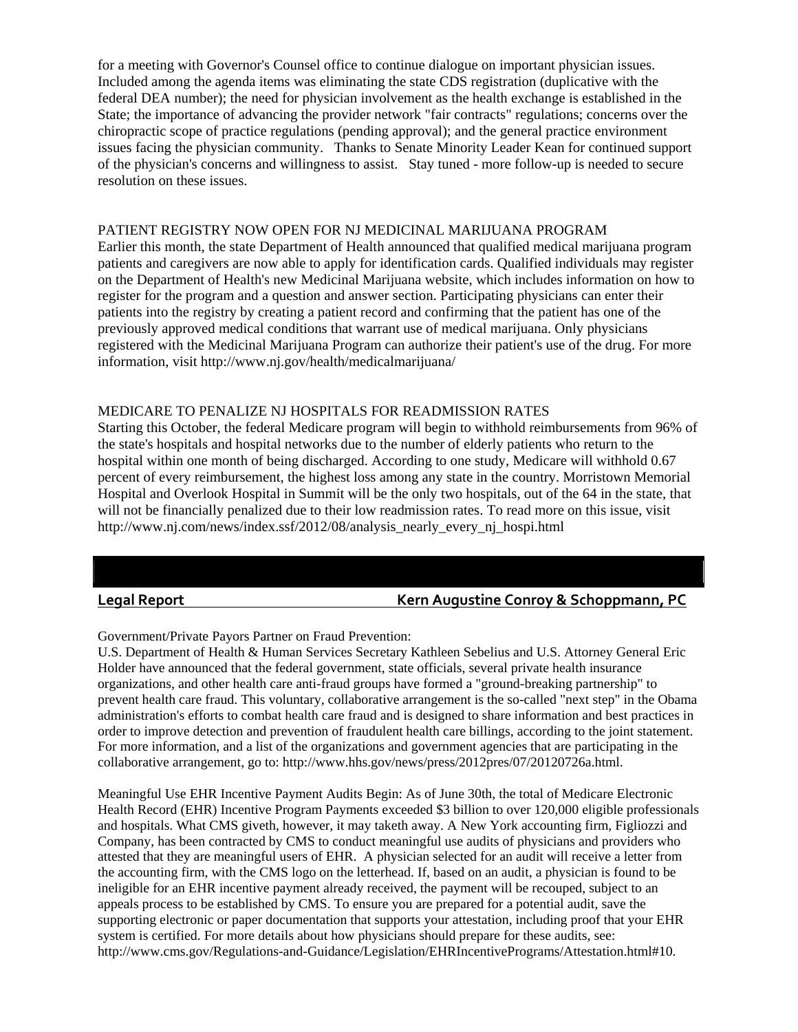for a meeting with Governor's Counsel office to continue dialogue on important physician issues. Included among the agenda items was eliminating the state CDS registration (duplicative with the federal DEA number); the need for physician involvement as the health exchange is established in the State; the importance of advancing the provider network "fair contracts" regulations; concerns over the chiropractic scope of practice regulations (pending approval); and the general practice environment issues facing the physician community. Thanks to Senate Minority Leader Kean for continued support of the physician's concerns and willingness to assist. Stay tuned - more follow-up is needed to secure resolution on these issues.

### PATIENT REGISTRY NOW OPEN FOR NJ MEDICINAL MARIJUANA PROGRAM

Earlier this month, the state Department of Health announced that qualified medical marijuana program patients and caregivers are now able to apply for identification cards. Qualified individuals may register on the Department of Health's new Medicinal Marijuana website, which includes information on how to register for the program and a question and answer section. Participating physicians can enter their patients into the registry by creating a patient record and confirming that the patient has one of the previously approved medical conditions that warrant use of medical marijuana. Only physicians registered with the Medicinal Marijuana Program can authorize their patient's use of the drug. For more information, visit http://www.nj.gov/health/medicalmarijuana/

### MEDICARE TO PENALIZE NJ HOSPITALS FOR READMISSION RATES

Starting this October, the federal Medicare program will begin to withhold reimbursements from 96% of the state's hospitals and hospital networks due to the number of elderly patients who return to the hospital within one month of being discharged. According to one study, Medicare will withhold 0.67 percent of every reimbursement, the highest loss among any state in the country. Morristown Memorial Hospital and Overlook Hospital in Summit will be the only two hospitals, out of the 64 in the state, that will not be financially penalized due to their low readmission rates. To read more on this issue, visit http://www.nj.com/news/index.ssf/2012/08/analysis_nearly_every_nj_hospi.html

## Legal Report — Kern Augustine Conroy & Schoppmann, PC

Government/Private Payors Partner on Fraud Prevention:
U.S. Department of Health & Human Services Secretary Kathleen Sebelius and U.S. Attorney General Eric Holder have announced that the federal government, state officials, several private health insurance organizations, and other health care anti-fraud groups have formed a "ground-breaking partnership" to prevent health care fraud. This voluntary, collaborative arrangement is the so-called "next step" in the Obama administration's efforts to combat health care fraud and is designed to share information and best practices in order to improve detection and prevention of fraudulent health care billings, according to the joint statement. For more information, and a list of the organizations and government agencies that are participating in the collaborative arrangement, go to: http://www.hhs.gov/news/press/2012pres/07/20120726a.html.

Meaningful Use EHR Incentive Payment Audits Begin: As of June 30th, the total of Medicare Electronic Health Record (EHR) Incentive Program Payments exceeded $3 billion to over 120,000 eligible professionals and hospitals. What CMS giveth, however, it may taketh away. A New York accounting firm, Figliozzi and Company, has been contracted by CMS to conduct meaningful use audits of physicians and providers who attested that they are meaningful users of EHR. A physician selected for an audit will receive a letter from the accounting firm, with the CMS logo on the letterhead. If, based on an audit, a physician is found to be ineligible for an EHR incentive payment already received, the payment will be recouped, subject to an appeals process to be established by CMS. To ensure you are prepared for a potential audit, save the supporting electronic or paper documentation that supports your attestation, including proof that your EHR system is certified. For more details about how physicians should prepare for these audits, see: http://www.cms.gov/Regulations-and-Guidance/Legislation/EHRIncentivePrograms/Attestation.html#10.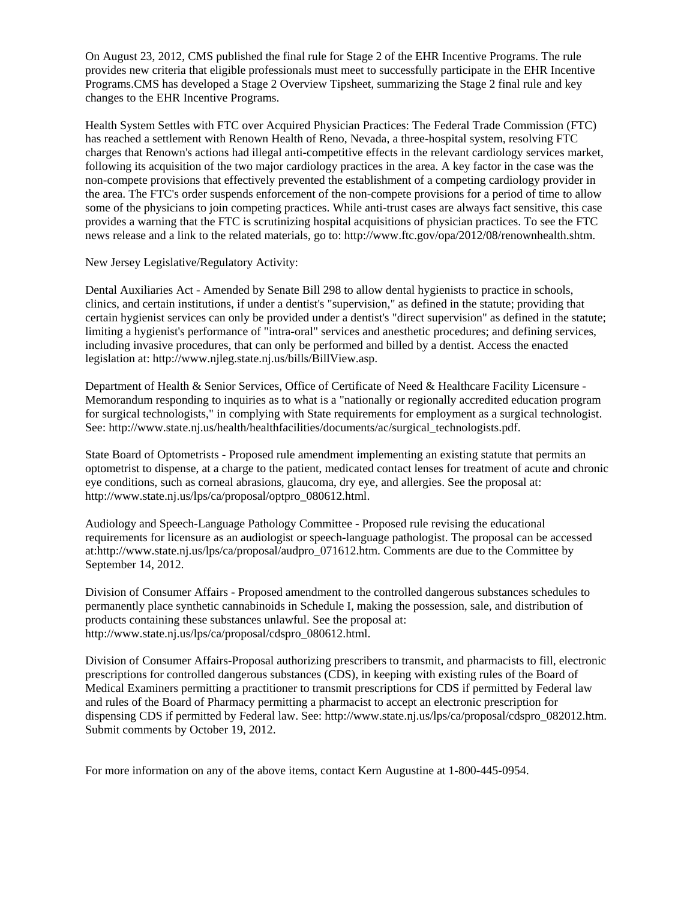On August 23, 2012, CMS published the final rule for Stage 2 of the EHR Incentive Programs. The rule provides new criteria that eligible professionals must meet to successfully participate in the EHR Incentive Programs.CMS has developed a Stage 2 Overview Tipsheet, summarizing the Stage 2 final rule and key changes to the EHR Incentive Programs.

Health System Settles with FTC over Acquired Physician Practices: The Federal Trade Commission (FTC) has reached a settlement with Renown Health of Reno, Nevada, a three-hospital system, resolving FTC charges that Renown's actions had illegal anti-competitive effects in the relevant cardiology services market, following its acquisition of the two major cardiology practices in the area. A key factor in the case was the non-compete provisions that effectively prevented the establishment of a competing cardiology provider in the area. The FTC's order suspends enforcement of the non-compete provisions for a period of time to allow some of the physicians to join competing practices. While anti-trust cases are always fact sensitive, this case provides a warning that the FTC is scrutinizing hospital acquisitions of physician practices. To see the FTC news release and a link to the related materials, go to: http://www.ftc.gov/opa/2012/08/renownhealth.shtm.

New Jersey Legislative/Regulatory Activity:

Dental Auxiliaries Act - Amended by Senate Bill 298 to allow dental hygienists to practice in schools, clinics, and certain institutions, if under a dentist's "supervision," as defined in the statute; providing that certain hygienist services can only be provided under a dentist's "direct supervision" as defined in the statute; limiting a hygienist's performance of "intra-oral" services and anesthetic procedures; and defining services, including invasive procedures, that can only be performed and billed by a dentist. Access the enacted legislation at: http://www.njleg.state.nj.us/bills/BillView.asp.

Department of Health & Senior Services, Office of Certificate of Need & Healthcare Facility Licensure - Memorandum responding to inquiries as to what is a "nationally or regionally accredited education program for surgical technologists," in complying with State requirements for employment as a surgical technologist. See: http://www.state.nj.us/health/healthfacilities/documents/ac/surgical_technologists.pdf.

State Board of Optometrists - Proposed rule amendment implementing an existing statute that permits an optometrist to dispense, at a charge to the patient, medicated contact lenses for treatment of acute and chronic eye conditions, such as corneal abrasions, glaucoma, dry eye, and allergies. See the proposal at: http://www.state.nj.us/lps/ca/proposal/optpro_080612.html.

Audiology and Speech-Language Pathology Committee - Proposed rule revising the educational requirements for licensure as an audiologist or speech-language pathologist. The proposal can be accessed at:http://www.state.nj.us/lps/ca/proposal/audpro_071612.htm. Comments are due to the Committee by September 14, 2012.

Division of Consumer Affairs - Proposed amendment to the controlled dangerous substances schedules to permanently place synthetic cannabinoids in Schedule I, making the possession, sale, and distribution of products containing these substances unlawful. See the proposal at: http://www.state.nj.us/lps/ca/proposal/cdspro_080612.html.

Division of Consumer Affairs-Proposal authorizing prescribers to transmit, and pharmacists to fill, electronic prescriptions for controlled dangerous substances (CDS), in keeping with existing rules of the Board of Medical Examiners permitting a practitioner to transmit prescriptions for CDS if permitted by Federal law and rules of the Board of Pharmacy permitting a pharmacist to accept an electronic prescription for dispensing CDS if permitted by Federal law. See: http://www.state.nj.us/lps/ca/proposal/cdspro_082012.htm. Submit comments by October 19, 2012.

For more information on any of the above items, contact Kern Augustine at 1-800-445-0954.